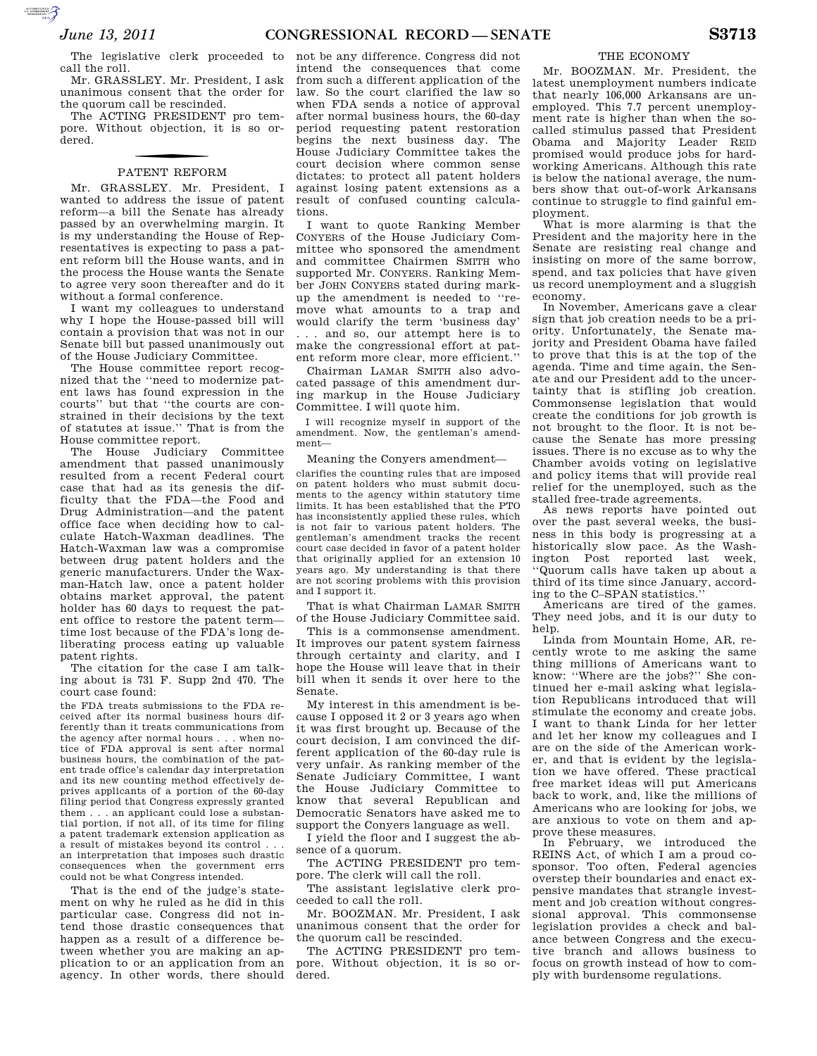The legislative clerk proceeded to call the roll.

Mr. GRASSLEY. Mr. President, I ask unanimous consent that the order for the quorum call be rescinded.

The ACTING PRESIDENT pro tempore. Without objection, it is so ordered.

## PATENT REFORM

Mr. GRASSLEY. Mr. President, I wanted to address the issue of patent reform—a bill the Senate has already passed by an overwhelming margin. It is my understanding the House of Representatives is expecting to pass a patent reform bill the House wants, and in the process the House wants the Senate to agree very soon thereafter and do it without a formal conference.

I want my colleagues to understand why I hope the House-passed bill will contain a provision that was not in our Senate bill but passed unanimously out of the House Judiciary Committee.

The House committee report recognized that the ''need to modernize patent laws has found expression in the courts'' but that ''the courts are constrained in their decisions by the text of statutes at issue.'' That is from the House committee report.

The House Judiciary Committee amendment that passed unanimously resulted from a recent Federal court case that had as its genesis the difficulty that the FDA—the Food and Drug Administration—and the patent office face when deciding how to calculate Hatch-Waxman deadlines. The Hatch-Waxman law was a compromise between drug patent holders and the generic manufacturers. Under the Waxman-Hatch law, once a patent holder obtains market approval, the patent holder has 60 days to request the patent office to restore the patent term—time lost because of the FDA's long deliberating process eating up valuable patent rights.

The citation for the case I am talking about is 731 F. Supp 2nd 470. The court case found:

> the FDA treats submissions to the FDA received after its normal business hours differently than it treats communications from the agency after normal hours . . . when notice of FDA approval is sent after normal business hours, the combination of the patent trade office's calendar day interpretation and its new counting method effectively deprives applicants of a portion of the 60-day filing period that Congress expressly granted them . . . an applicant could lose a substantial portion, if not all, of its time for filing a patent trademark extension application as a result of mistakes beyond its control . . . an interpretation that imposes such drastic consequences when the government errs could not be what Congress intended.

That is the end of the judge's statement on why he ruled as he did in this particular case. Congress did not intend those drastic consequences that happen as a result of a difference between whether you are making an application to or an application from an agency. In other words, there should not be any difference. Congress did not intend the consequences that come from such a different application of the law. So the court clarified the law so when FDA sends a notice of approval after normal business hours, the 60-day period requesting patent restoration begins the next business day. The House Judiciary Committee takes the court decision where common sense dictates: to protect all patent holders against losing patent extensions as a result of confused counting calculations.

I want to quote Ranking Member CONYERS of the House Judiciary Committee who sponsored the amendment and committee Chairmen SMITH who supported Mr. CONYERS. Ranking Member JOHN CONYERS stated during markup the amendment is needed to ''remove what amounts to a trap and would clarify the term 'business day' . . . and so, our attempt here is to make the congressional effort at patent reform more clear, more efficient.''

Chairman LAMAR SMITH also advocated passage of this amendment during markup in the House Judiciary Committee. I will quote him.

> I will recognize myself in support of the amendment. Now, the gentleman's amendment—

Meaning the Conyers amendment—

> clarifies the counting rules that are imposed on patent holders who must submit documents to the agency within statutory time limits. It has been established that the PTO has inconsistently applied these rules, which is not fair to various patent holders. The gentleman's amendment tracks the recent court case decided in favor of a patent holder that originally applied for an extension 10 years ago. My understanding is that there are not scoring problems with this provision and I support it.

That is what Chairman LAMAR SMITH of the House Judiciary Committee said.

This is a commonsense amendment. It improves our patent system fairness through certainty and clarity, and I hope the House will leave that in their bill when it sends it over here to the Senate.

My interest in this amendment is because I opposed it 2 or 3 years ago when it was first brought up. Because of the court decision, I am convinced the different application of the 60-day rule is very unfair. As ranking member of the Senate Judiciary Committee, I want the House Judiciary Committee to know that several Republican and Democratic Senators have asked me to support the Conyers language as well.

I yield the floor and I suggest the absence of a quorum.

The ACTING PRESIDENT pro tempore. The clerk will call the roll.

The assistant legislative clerk proceeded to call the roll.

Mr. BOOZMAN. Mr. President, I ask unanimous consent that the order for the quorum call be rescinded.

The ACTING PRESIDENT pro tempore. Without objection, it is so ordered.

## THE ECONOMY

Mr. BOOZMAN. Mr. President, the latest unemployment numbers indicate that nearly 106,000 Arkansans are unemployed. This 7.7 percent unemployment rate is higher than when the so-called stimulus passed that President Obama and Majority Leader REID promised would produce jobs for hard-working Americans. Although this rate is below the national average, the numbers show that out-of-work Arkansans continue to struggle to find gainful employment.

What is more alarming is that the President and the majority here in the Senate are resisting real change and insisting on more of the same borrow, spend, and tax policies that have given us record unemployment and a sluggish economy.

In November, Americans gave a clear sign that job creation needs to be a priority. Unfortunately, the Senate majority and President Obama have failed to prove that this is at the top of the agenda. Time and time again, the Senate and our President add to the uncertainty that is stifling job creation. Commonsense legislation that would create the conditions for job growth is not brought to the floor. It is not because the Senate has more pressing issues. There is no excuse as to why the Chamber avoids voting on legislative and policy items that will provide real relief for the unemployed, such as the stalled free-trade agreements.

As news reports have pointed out over the past several weeks, the business in this body is progressing at a historically slow pace. As the Washington Post reported last week, ''Quorum calls have taken up about a third of its time since January, according to the C–SPAN statistics.''

Americans are tired of the games. They need jobs, and it is our duty to help.

Linda from Mountain Home, AR, recently wrote to me asking the same thing millions of Americans want to know: ''Where are the jobs?'' She continued her e-mail asking what legislation Republicans introduced that will stimulate the economy and create jobs. I want to thank Linda for her letter and let her know my colleagues and I are on the side of the American worker, and that is evident by the legislation we have offered. These practical free market ideas will put Americans back to work, and, like the millions of Americans who are looking for jobs, we are anxious to vote on them and approve these measures.

In February, we introduced the REINS Act, of which I am a proud cosponsor. Too often, Federal agencies overstep their boundaries and enact expensive mandates that strangle investment and job creation without congressional approval. This commonsense legislation provides a check and balance between Congress and the executive branch and allows business to focus on growth instead of how to comply with burdensome regulations.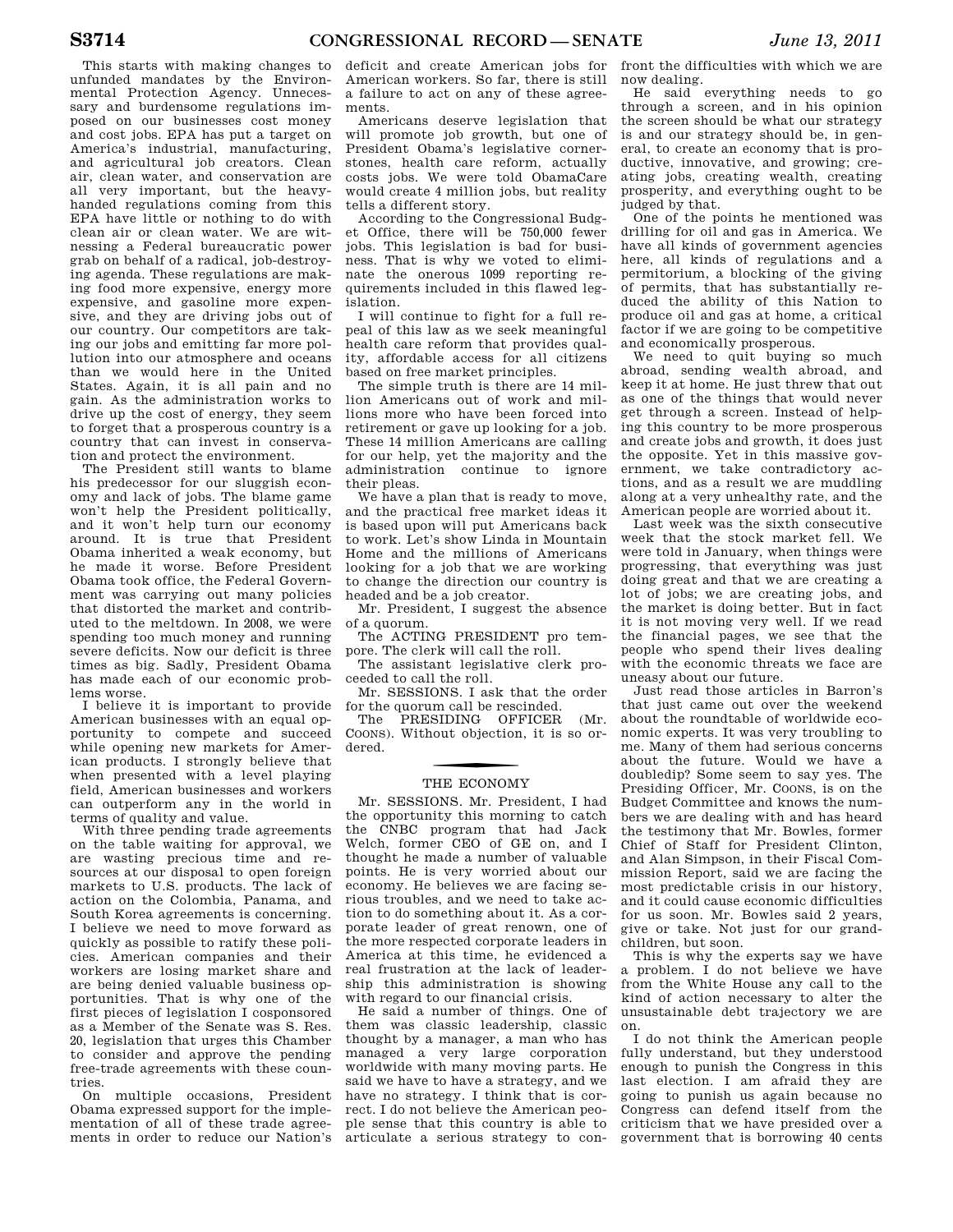This starts with making changes to unfunded mandates by the Environmental Protection Agency. Unnecessary and burdensome regulations imposed on our businesses cost money and cost jobs. EPA has put a target on America's industrial, manufacturing, and agricultural job creators. Clean air, clean water, and conservation are all very important, but the heavy-handed regulations coming from this EPA have little or nothing to do with clean air or clean water. We are witnessing a Federal bureaucratic power grab on behalf of a radical, job-destroying agenda. These regulations are making food more expensive, energy more expensive, and gasoline more expensive, and they are driving jobs out of our country. Our competitors are taking our jobs and emitting far more pollution into our atmosphere and oceans than we would here in the United States. Again, it is all pain and no gain. As the administration works to drive up the cost of energy, they seem to forget that a prosperous country is a country that can invest in conservation and protect the environment.

The President still wants to blame his predecessor for our sluggish economy and lack of jobs. The blame game won't help the President politically, and it won't help turn our economy around. It is true that President Obama inherited a weak economy, but he made it worse. Before President Obama took office, the Federal Government was carrying out many policies that distorted the market and contributed to the meltdown. In 2008, we were spending too much money and running severe deficits. Now our deficit is three times as big. Sadly, President Obama has made each of our economic problems worse.

I believe it is important to provide American businesses with an equal opportunity to compete and succeed while opening new markets for American products. I strongly believe that when presented with a level playing field, American businesses and workers can outperform any in the world in terms of quality and value.

With three pending trade agreements on the table waiting for approval, we are wasting precious time and resources at our disposal to open foreign markets to U.S. products. The lack of action on the Colombia, Panama, and South Korea agreements is concerning. I believe we need to move forward as quickly as possible to ratify these policies. American companies and their workers are losing market share and are being denied valuable business opportunities. That is why one of the first pieces of legislation I cosponsored as a Member of the Senate was S. Res. 20, legislation that urges this Chamber to consider and approve the pending free-trade agreements with these countries.

On multiple occasions, President Obama expressed support for the implementation of all of these trade agreements in order to reduce our Nation's deficit and create American jobs for American workers. So far, there is still a failure to act on any of these agreements.

Americans deserve legislation that will promote job growth, but one of President Obama's legislative cornerstones, health care reform, actually costs jobs. We were told ObamaCare would create 4 million jobs, but reality tells a different story.

According to the Congressional Budget Office, there will be 750,000 fewer jobs. This legislation is bad for business. That is why we voted to eliminate the onerous 1099 reporting requirements included in this flawed legislation.

I will continue to fight for a full repeal of this law as we seek meaningful health care reform that provides quality, affordable access for all citizens based on free market principles.

The simple truth is there are 14 million Americans out of work and millions more who have been forced into retirement or gave up looking for a job. These 14 million Americans are calling for our help, yet the majority and the administration continue to ignore their pleas.

We have a plan that is ready to move, and the practical free market ideas it is based upon will put Americans back to work. Let's show Linda in Mountain Home and the millions of Americans looking for a job that we are working to change the direction our country is headed and be a job creator.

Mr. President, I suggest the absence of a quorum.

The ACTING PRESIDENT pro tempore. The clerk will call the roll.

The assistant legislative clerk proceeded to call the roll.

Mr. SESSIONS. I ask that the order for the quorum call be rescinded.

The PRESIDING OFFICER (Mr. COONS). Without objection, it is so ordered.

## THE ECONOMY

Mr. SESSIONS. Mr. President, I had the opportunity this morning to catch the CNBC program that had Jack Welch, former CEO of GE on, and I thought he made a number of valuable points. He is very worried about our economy. He believes we are facing serious troubles, and we need to take action to do something about it. As a corporate leader of great renown, one of the more respected corporate leaders in America at this time, he evidenced a real frustration at the lack of leadership this administration is showing with regard to our financial crisis.

He said a number of things. One of them was classic leadership, classic thought by a manager, a man who has managed a very large corporation worldwide with many moving parts. He said we have to have a strategy, and we have no strategy. I think that is correct. I do not believe the American people sense that this country is able to articulate a serious strategy to confront the difficulties with which we are now dealing.

He said everything needs to go through a screen, and in his opinion the screen should be what our strategy is and our strategy should be, in general, to create an economy that is productive, innovative, and growing; creating jobs, creating wealth, creating prosperity, and everything ought to be judged by that.

One of the points he mentioned was drilling for oil and gas in America. We have all kinds of government agencies here, all kinds of regulations and a permitorium, a blocking of the giving of permits, that has substantially reduced the ability of this Nation to produce oil and gas at home, a critical factor if we are going to be competitive and economically prosperous.

We need to quit buying so much abroad, sending wealth abroad, and keep it at home. He just threw that out as one of the things that would never get through a screen. Instead of helping this country to be more prosperous and create jobs and growth, it does just the opposite. Yet in this massive government, we take contradictory actions, and as a result we are muddling along at a very unhealthy rate, and the American people are worried about it.

Last week was the sixth consecutive week that the stock market fell. We were told in January, when things were progressing, that everything was just doing great and that we are creating a lot of jobs; we are creating jobs, and the market is doing better. But in fact it is not moving very well. If we read the financial pages, we see that the people who spend their lives dealing with the economic threats we face are uneasy about our future.

Just read those articles in Barron's that just came out over the weekend about the roundtable of worldwide economic experts. It was very troubling to me. Many of them had serious concerns about the future. Would we have a doubledip? Some seem to say yes. The Presiding Officer, Mr. COONS, is on the Budget Committee and knows the numbers we are dealing with and has heard the testimony that Mr. Bowles, former Chief of Staff for President Clinton, and Alan Simpson, in their Fiscal Commission Report, said we are facing the most predictable crisis in our history, and it could cause economic difficulties for us soon. Mr. Bowles said 2 years, give or take. Not just for our grandchildren, but soon.

This is why the experts say we have a problem. I do not believe we have from the White House any call to the kind of action necessary to alter the unsustainable debt trajectory we are on.

I do not think the American people fully understand, but they understood enough to punish the Congress in this last election. I am afraid they are going to punish us again because no Congress can defend itself from the criticism that we have presided over a government that is borrowing 40 cents